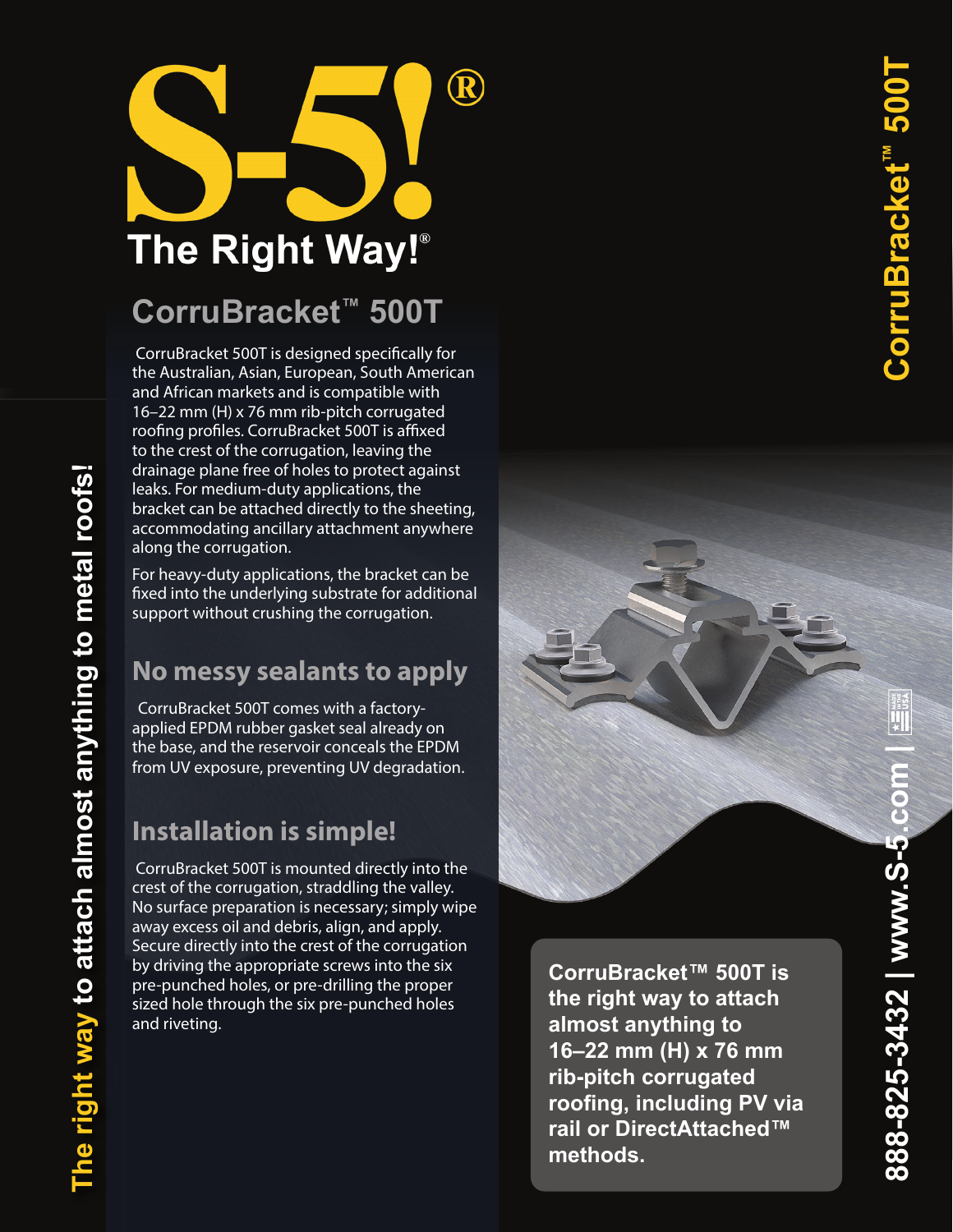# S-5!®

The Right Way!®

## CorruBracket™ 500T

CorruBracket 500T is designed specifically for the Australian, Asian, European, South American and African markets and is compatible with 16–22 mm (H) x 76 mm rib-pitch corrugated roofing profiles. CorruBracket 500T is affixed to the crest of the corrugation, leaving the drainage plane free of holes to protect against leaks. For medium-duty applications, the bracket can be attached directly to the sheeting, accommodating ancillary attachment anywhere along the corrugation.

For heavy-duty applications, the bracket can be fixed into the underlying substrate for additional support without crushing the corrugation.

## No messy sealants to apply

CorruBracket 500T comes with a factory-applied EPDM rubber gasket seal already on the base, and the reservoir conceals the EPDM from UV exposure, preventing UV degradation.

## Installation is simple!

CorruBracket 500T is mounted directly into the crest of the corrugation, straddling the valley. No surface preparation is necessary; simply wipe away excess oil and debris, align, and apply. Secure directly into the crest of the corrugation by driving the appropriate screws into the six pre-punched holes, or pre-drilling the proper sized hole through the six pre-punched holes and riveting.

**CorruBracket™ 500T is the right way to attach almost anything to 16–22 mm (H) x 76 mm rib-pitch corrugated roofing, including PV via rail or DirectAttached™ methods.**

The right way to attach almost anything to metal roofs!

CorruBracket™ 500T

888-825-3432 | www.S-5.com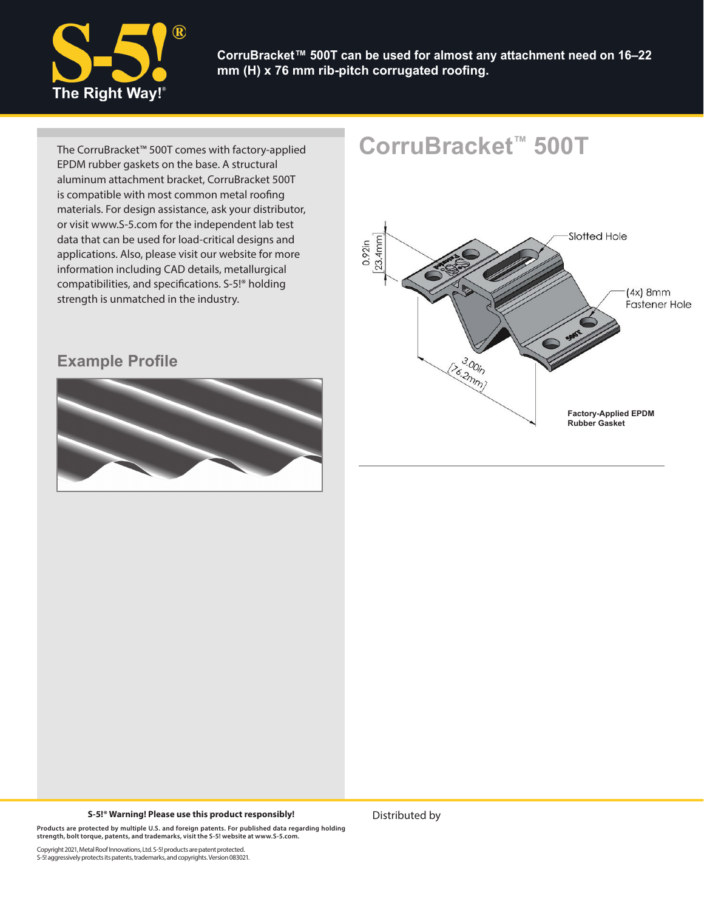S-5!® The Right Way!®

**CorruBracket™ 500T can be used for almost any attachment need on 16–22 mm (H) x 76 mm rib-pitch corrugated roofing.**

The CorruBracket™ 500T comes with factory-applied EPDM rubber gaskets on the base. A structural aluminum attachment bracket, CorruBracket 500T is compatible with most common metal roofing materials. For design assistance, ask your distributor, or visit www.S-5.com for the independent lab test data that can be used for load-critical designs and applications. Also, please visit our website for more information including CAD details, metallurgical compatibilities, and specifications. S-5!® holding strength is unmatched in the industry.

## Example Profile

# CorruBracket™ 500T

0.92in [23.4mm]

Slotted Hole

(4x) 8mm Fastener Hole

3.00in [76.2mm]

Factory-Applied EPDM Rubber Gasket

**S-5!® Warning! Please use this product responsibly!**

**Products are protected by multiple U.S. and foreign patents. For published data regarding holding strength, bolt torque, patents, and trademarks, visit the S-5! website at www.S-5.com.**

Copyright 2021, Metal Roof Innovations, Ltd. S-5! products are patent protected. S-5! aggressively protects its patents, trademarks, and copyrights. Version 083021.

Distributed by